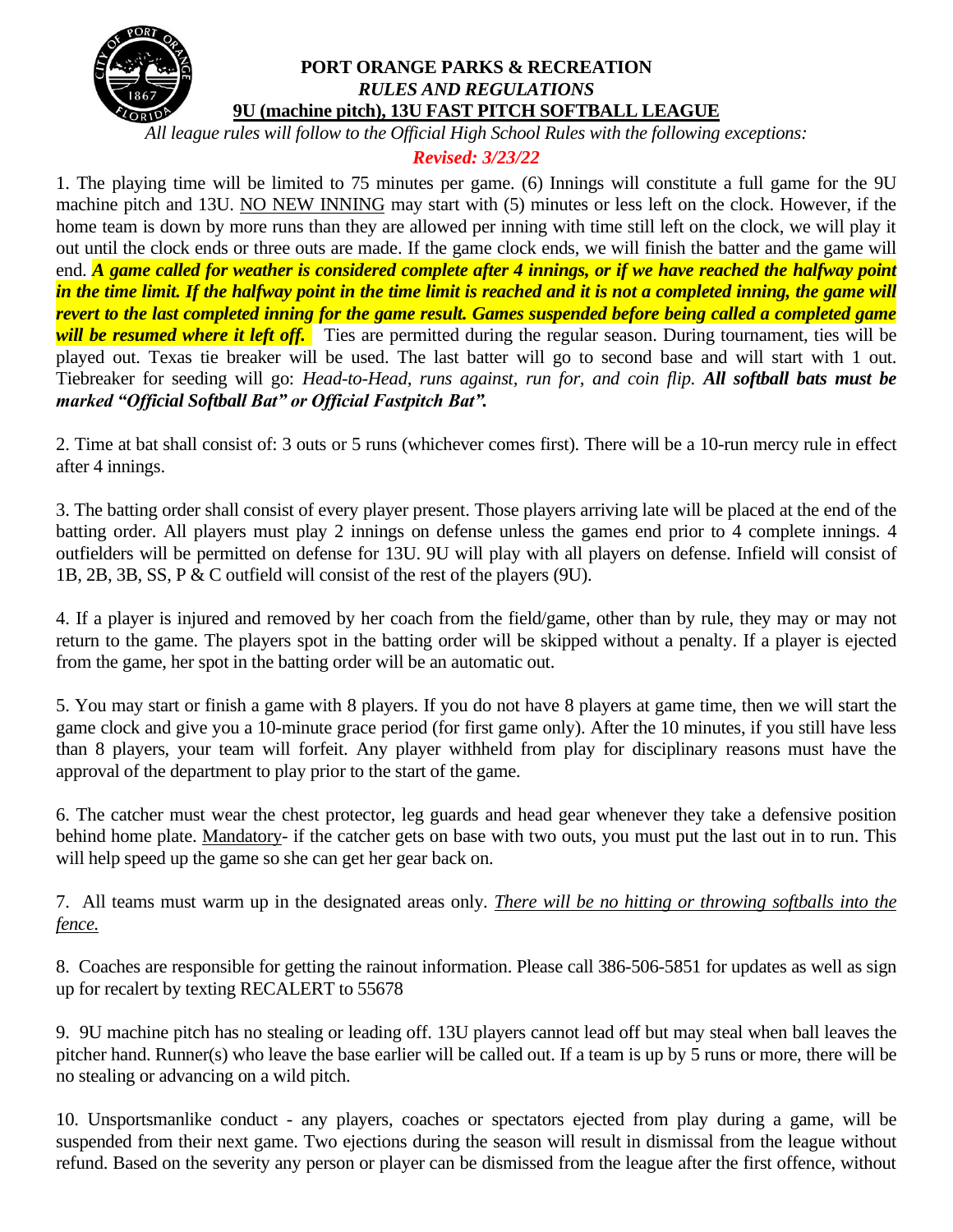# PORT ORANGE PARKS & RECREATION

## *RULES AND REGULATIONS*

## 9U (machine pitch), 13U FAST PITCH SOFTBALL LEAGUE

*All league rules will follow to the Official High School Rules with the following exceptions:*

***Revised: 3/23/22***

1. The playing time will be limited to 75 minutes per game. (6) Innings will constitute a full game for the 9U machine pitch and 13U. NO NEW INNING may start with (5) minutes or less left on the clock. However, if the home team is down by more runs than they are allowed per inning with time still left on the clock, we will play it out until the clock ends or three outs are made. If the game clock ends, we will finish the batter and the game will end. ***A game called for weather is considered complete after 4 innings, or if we have reached the halfway point in the time limit. If the halfway point in the time limit is reached and it is not a completed inning, the game will revert to the last completed inning for the game result. Games suspended before being called a completed game will be resumed where it left off.*** Ties are permitted during the regular season. During tournament, ties will be played out. Texas tie breaker will be used. The last batter will go to second base and will start with 1 out. Tiebreaker for seeding will go: *Head-to-Head, runs against, run for, and coin flip.* ***All softball bats must be marked "Official Softball Bat" or Official Fastpitch Bat".***

2. Time at bat shall consist of: 3 outs or 5 runs (whichever comes first). There will be a 10-run mercy rule in effect after 4 innings.

3. The batting order shall consist of every player present. Those players arriving late will be placed at the end of the batting order. All players must play 2 innings on defense unless the games end prior to 4 complete innings. 4 outfielders will be permitted on defense for 13U. 9U will play with all players on defense. Infield will consist of 1B, 2B, 3B, SS, P & C outfield will consist of the rest of the players (9U).

4. If a player is injured and removed by her coach from the field/game, other than by rule, they may or may not return to the game. The players spot in the batting order will be skipped without a penalty. If a player is ejected from the game, her spot in the batting order will be an automatic out.

5. You may start or finish a game with 8 players. If you do not have 8 players at game time, then we will start the game clock and give you a 10-minute grace period (for first game only). After the 10 minutes, if you still have less than 8 players, your team will forfeit. Any player withheld from play for disciplinary reasons must have the approval of the department to play prior to the start of the game.

6. The catcher must wear the chest protector, leg guards and head gear whenever they take a defensive position behind home plate. Mandatory- if the catcher gets on base with two outs, you must put the last out in to run. This will help speed up the game so she can get her gear back on.

7. All teams must warm up in the designated areas only. *There will be no hitting or throwing softballs into the fence.*

8. Coaches are responsible for getting the rainout information. Please call 386-506-5851 for updates as well as sign up for recalert by texting RECALERT to 55678

9. 9U machine pitch has no stealing or leading off. 13U players cannot lead off but may steal when ball leaves the pitcher hand. Runner(s) who leave the base earlier will be called out. If a team is up by 5 runs or more, there will be no stealing or advancing on a wild pitch.

10. Unsportsmanlike conduct - any players, coaches or spectators ejected from play during a game, will be suspended from their next game. Two ejections during the season will result in dismissal from the league without refund. Based on the severity any person or player can be dismissed from the league after the first offence, without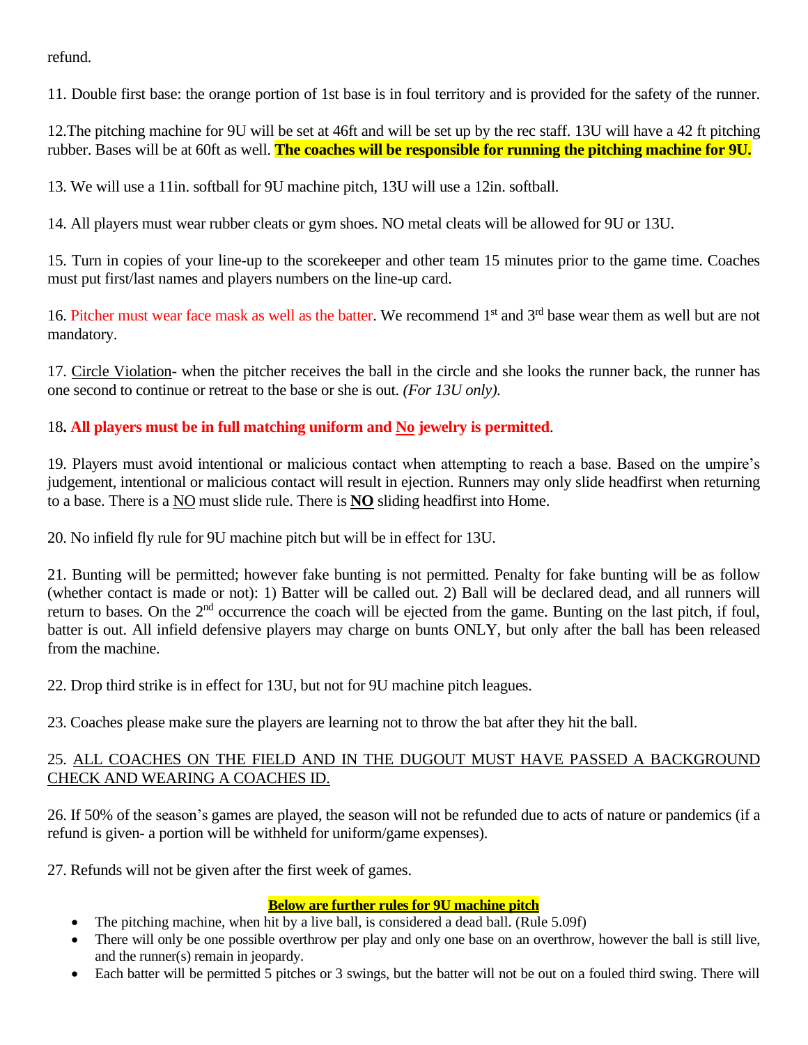refund.

11. Double first base: the orange portion of 1st base is in foul territory and is provided for the safety of the runner.

12.The pitching machine for 9U will be set at 46ft and will be set up by the rec staff. 13U will have a 42 ft pitching rubber. Bases will be at 60ft as well. **The coaches will be responsible for running the pitching machine for 9U.**

13. We will use a 11in. softball for 9U machine pitch, 13U will use a 12in. softball.

14. All players must wear rubber cleats or gym shoes. NO metal cleats will be allowed for 9U or 13U.

15. Turn in copies of your line-up to the scorekeeper and other team 15 minutes prior to the game time. Coaches must put first/last names and players numbers on the line-up card.

16. Pitcher must wear face mask as well as the batter. We recommend 1st and 3rd base wear them as well but are not mandatory.

17. Circle Violation- when the pitcher receives the ball in the circle and she looks the runner back, the runner has one second to continue or retreat to the base or she is out. *(For 13U only).*

18**. All players must be in full matching uniform and No jewelry is permitted**.

19. Players must avoid intentional or malicious contact when attempting to reach a base. Based on the umpire's judgement, intentional or malicious contact will result in ejection. Runners may only slide headfirst when returning to a base. There is a NO must slide rule. There is **NO** sliding headfirst into Home.

20. No infield fly rule for 9U machine pitch but will be in effect for 13U.

21. Bunting will be permitted; however fake bunting is not permitted. Penalty for fake bunting will be as follow (whether contact is made or not): 1) Batter will be called out. 2) Ball will be declared dead, and all runners will return to bases. On the 2nd occurrence the coach will be ejected from the game. Bunting on the last pitch, if foul, batter is out. All infield defensive players may charge on bunts ONLY, but only after the ball has been released from the machine.

22. Drop third strike is in effect for 13U, but not for 9U machine pitch leagues.

23. Coaches please make sure the players are learning not to throw the bat after they hit the ball.

25. ALL COACHES ON THE FIELD AND IN THE DUGOUT MUST HAVE PASSED A BACKGROUND CHECK AND WEARING A COACHES ID.

26. If 50% of the season's games are played, the season will not be refunded due to acts of nature or pandemics (if a refund is given- a portion will be withheld for uniform/game expenses).

27. Refunds will not be given after the first week of games.

**Below are further rules for 9U machine pitch**

- The pitching machine, when hit by a live ball, is considered a dead ball. (Rule 5.09f)
- There will only be one possible overthrow per play and only one base on an overthrow, however the ball is still live, and the runner(s) remain in jeopardy.
- Each batter will be permitted 5 pitches or 3 swings, but the batter will not be out on a fouled third swing. There will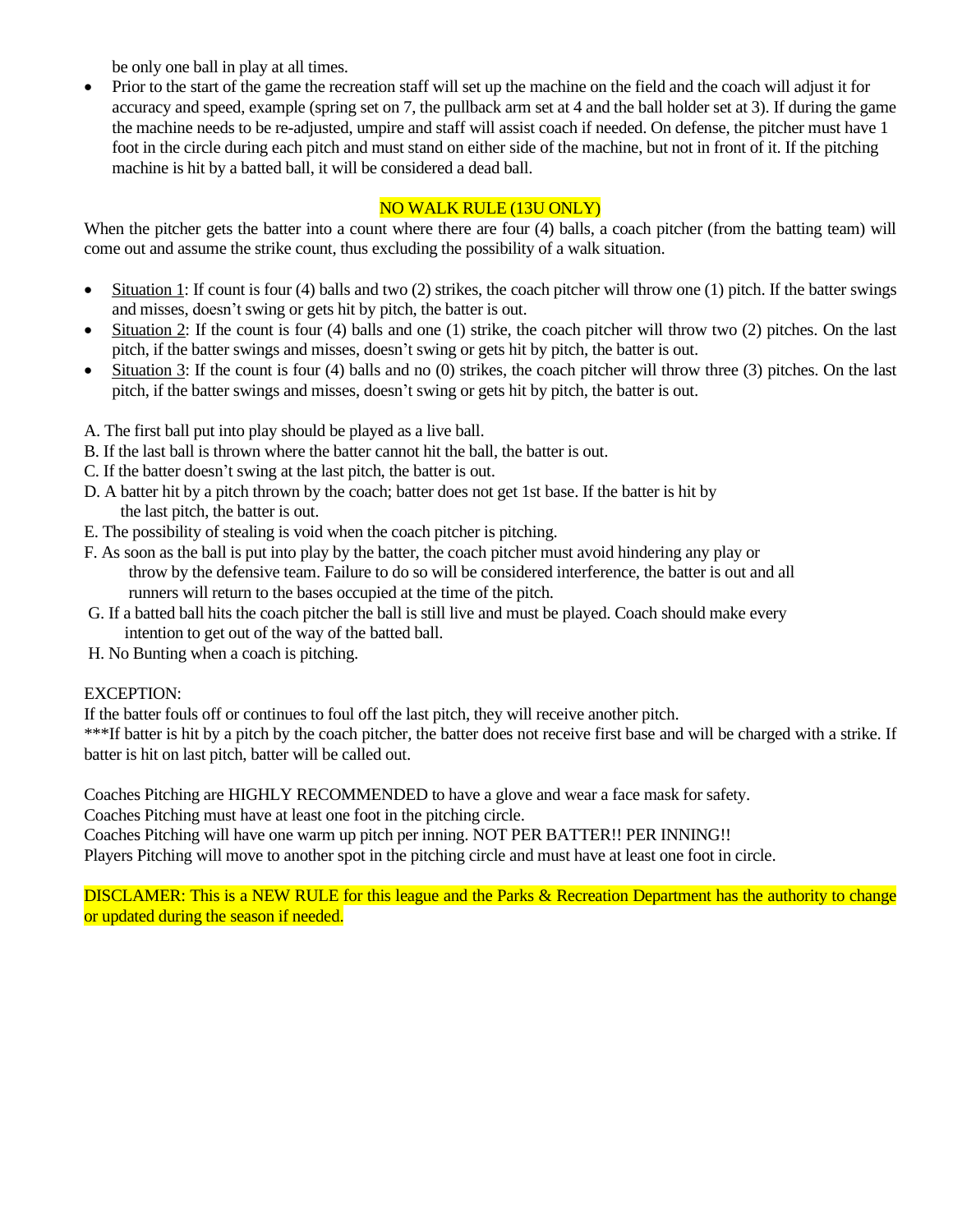be only one ball in play at all times.

- Prior to the start of the game the recreation staff will set up the machine on the field and the coach will adjust it for accuracy and speed, example (spring set on 7, the pullback arm set at 4 and the ball holder set at 3). If during the game the machine needs to be re-adjusted, umpire and staff will assist coach if needed. On defense, the pitcher must have 1 foot in the circle during each pitch and must stand on either side of the machine, but not in front of it. If the pitching machine is hit by a batted ball, it will be considered a dead ball.

## NO WALK RULE (13U ONLY)

When the pitcher gets the batter into a count where there are four (4) balls, a coach pitcher (from the batting team) will come out and assume the strike count, thus excluding the possibility of a walk situation.

- Situation 1: If count is four (4) balls and two (2) strikes, the coach pitcher will throw one (1) pitch. If the batter swings and misses, doesn't swing or gets hit by pitch, the batter is out.
- Situation 2: If the count is four (4) balls and one (1) strike, the coach pitcher will throw two (2) pitches. On the last pitch, if the batter swings and misses, doesn't swing or gets hit by pitch, the batter is out.
- Situation 3: If the count is four (4) balls and no (0) strikes, the coach pitcher will throw three (3) pitches. On the last pitch, if the batter swings and misses, doesn't swing or gets hit by pitch, the batter is out.

A. The first ball put into play should be played as a live ball.
B. If the last ball is thrown where the batter cannot hit the ball, the batter is out.
C. If the batter doesn't swing at the last pitch, the batter is out.
D. A batter hit by a pitch thrown by the coach; batter does not get 1st base. If the batter is hit by the last pitch, the batter is out.
E. The possibility of stealing is void when the coach pitcher is pitching.
F. As soon as the ball is put into play by the batter, the coach pitcher must avoid hindering any play or throw by the defensive team. Failure to do so will be considered interference, the batter is out and all runners will return to the bases occupied at the time of the pitch.
G. If a batted ball hits the coach pitcher the ball is still live and must be played. Coach should make every intention to get out of the way of the batted ball.
H. No Bunting when a coach is pitching.

EXCEPTION:
If the batter fouls off or continues to foul off the last pitch, they will receive another pitch.
***If batter is hit by a pitch by the coach pitcher, the batter does not receive first base and will be charged with a strike. If batter is hit on last pitch, batter will be called out.

Coaches Pitching are HIGHLY RECOMMENDED to have a glove and wear a face mask for safety.
Coaches Pitching must have at least one foot in the pitching circle.
Coaches Pitching will have one warm up pitch per inning. NOT PER BATTER!! PER INNING!!
Players Pitching will move to another spot in the pitching circle and must have at least one foot in circle.

DISCLAMER: This is a NEW RULE for this league and the Parks & Recreation Department has the authority to change or updated during the season if needed.